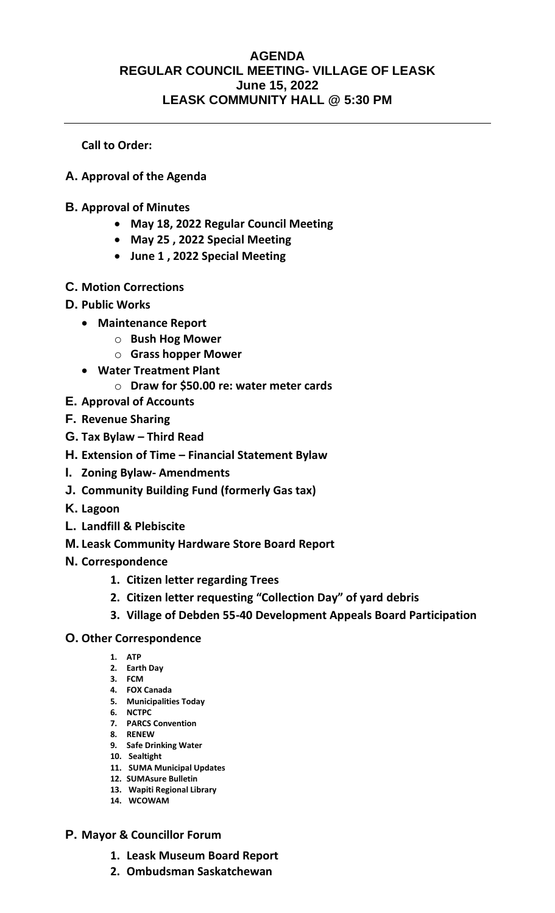# AGENDA
# REGULAR COUNCIL MEETING- VILLAGE OF LEASK
# June 15, 2022
# LEASK COMMUNITY HALL @ 5:30 PM

---

**Call to Order:**

**A. Approval of the Agenda**

**B. Approval of Minutes**

- **May 18, 2022 Regular Council Meeting**
- **May 25 , 2022 Special Meeting**
- **June 1 , 2022 Special Meeting**

**C. Motion Corrections**

**D. Public Works**

- **Maintenance Report**
  - **Bush Hog Mower**
  - **Grass hopper Mower**
- **Water Treatment Plant**
  - **Draw for $50.00 re: water meter cards**

**E. Approval of Accounts**

**F. Revenue Sharing**

**G. Tax Bylaw – Third Read**

**H. Extension of Time – Financial Statement Bylaw**

**I. Zoning Bylaw- Amendments**

**J. Community Building Fund (formerly Gas tax)**

**K. Lagoon**

**L. Landfill & Plebiscite**

**M. Leask Community Hardware Store Board Report**

**N. Correspondence**

1. **Citizen letter regarding Trees**
2. **Citizen letter requesting "Collection Day" of yard debris**
3. **Village of Debden 55-40 Development Appeals Board Participation**

**O. Other Correspondence**

1. **ATP**
2. **Earth Day**
3. **FCM**
4. **FOX Canada**
5. **Municipalities Today**
6. **NCTPC**
7. **PARCS Convention**
8. **RENEW**
9. **Safe Drinking Water**
10. **Sealtight**
11. **SUMA Municipal Updates**
12. **SUMAsure Bulletin**
13. **Wapiti Regional Library**
14. **WCOWAM**

**P. Mayor & Councillor Forum**

1. **Leask Museum Board Report**
2. **Ombudsman Saskatchewan**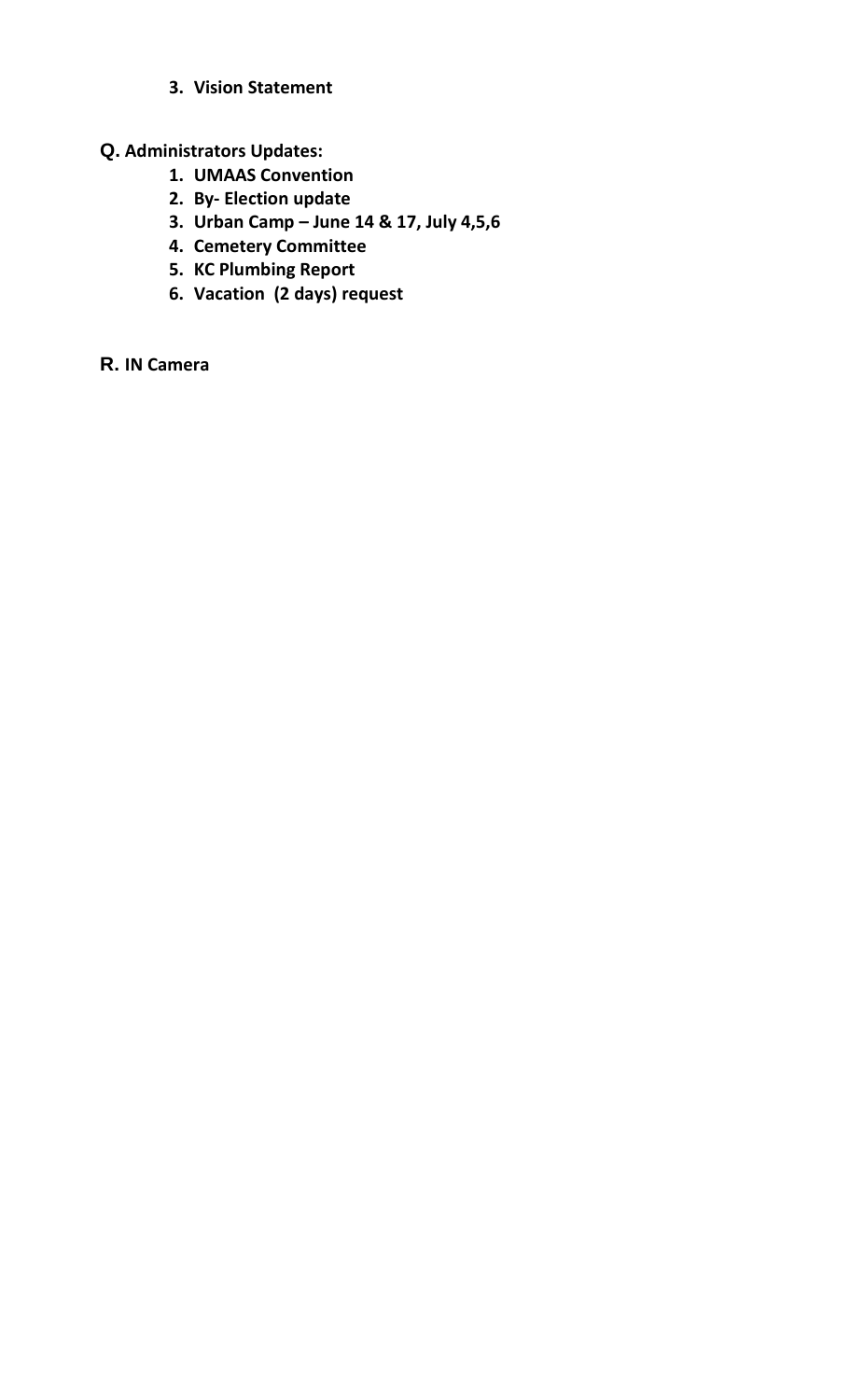3. **Vision Statement**

**Q. Administrators Updates:**

1. **UMAAS Convention**
2. **By- Election update**
3. **Urban Camp – June 14 & 17, July 4,5,6**
4. **Cemetery Committee**
5. **KC Plumbing Report**
6. **Vacation (2 days) request**

**R. IN Camera**